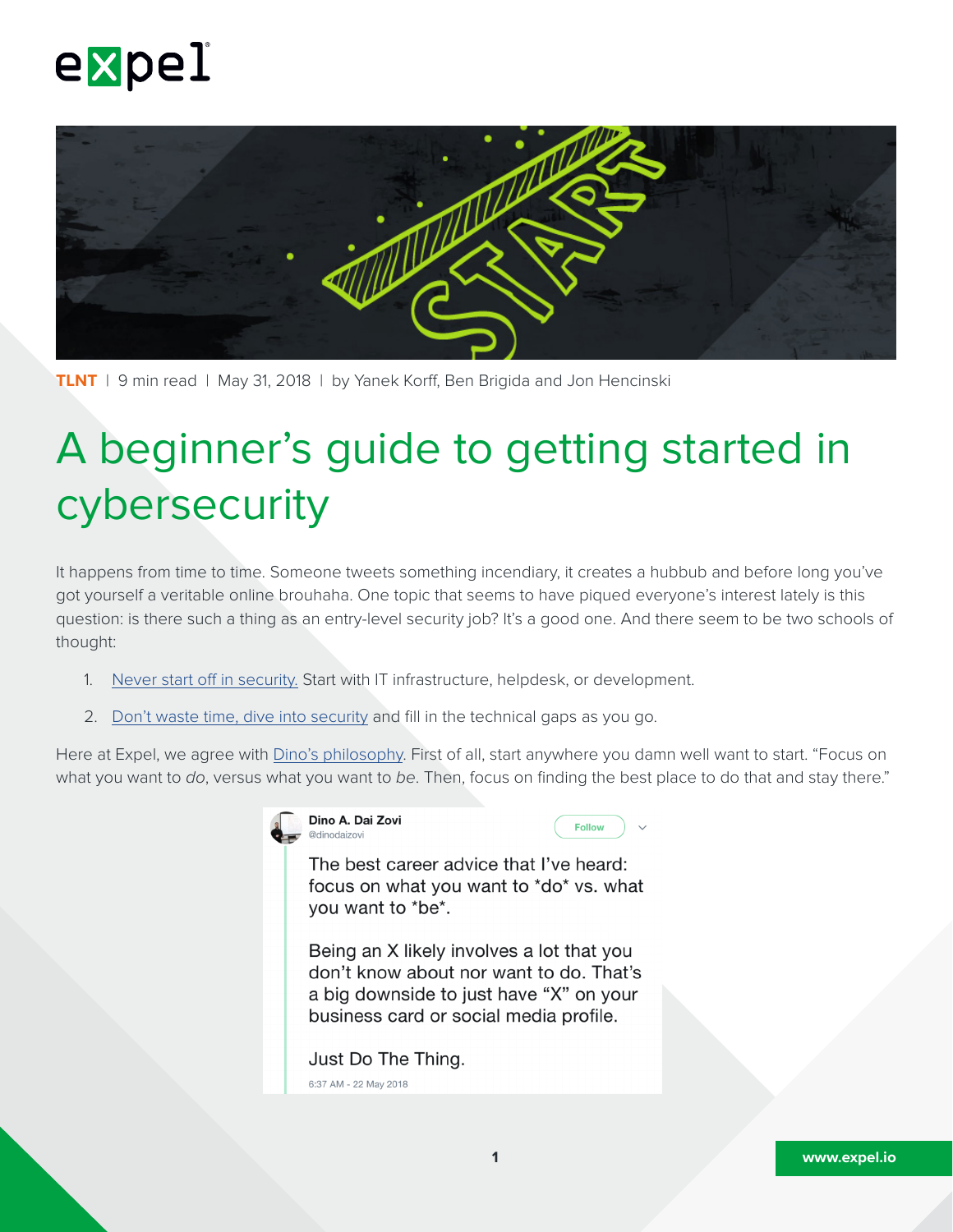**TLNT** | 9 min read | May 31, 2018 | by Yanek Korff, Ben Brigida and Jon Hencinski

# A beginner's guide to getting started in cybersecurity

It happens from time to time. Someone tweets something incendiary, it creates a hubbub and before long you've got yourself a veritable online brouhaha. One topic that seems to have piqued everyone's interest lately is this question: is there such a thing as an entry-level security job? It's a good one. And there seem to be two schools of thought:

1. Never start off in security. Start with IT infrastructure, helpdesk, or development.
2. Don't waste time, dive into security and fill in the technical gaps as you go.

Here at Expel, we agree with Dino's philosophy. First of all, start anywhere you damn well want to start. "Focus on what you want to *do*, versus what you want to *be*. Then, focus on finding the best place to do that and stay there."

> **Dino A. Dai Zovi**
> @dinodaizovi
>
> The best career advice that I've heard: focus on what you want to *do* vs. what you want to *be*.
>
> Being an X likely involves a lot that you don't know about nor want to do. That's a big downside to just have "X" on your business card or social media profile.
>
> Just Do The Thing.
>
> 6:37 AM - 22 May 2018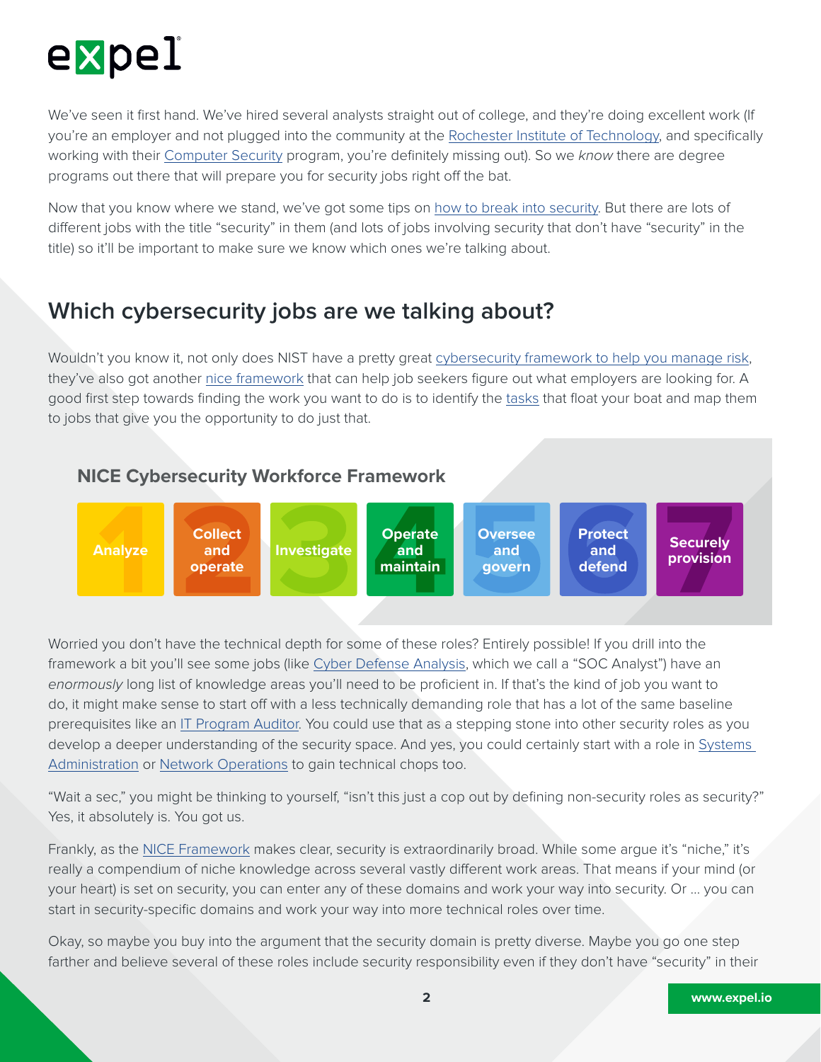We've seen it first hand. We've hired several analysts straight out of college, and they're doing excellent work (If you're an employer and not plugged into the community at the Rochester Institute of Technology, and specifically working with their Computer Security program, you're definitely missing out). So we *know* there are degree programs out there that will prepare you for security jobs right off the bat.

Now that you know where we stand, we've got some tips on how to break into security. But there are lots of different jobs with the title "security" in them (and lots of jobs involving security that don't have "security" in the title) so it'll be important to make sure we know which ones we're talking about.

## Which cybersecurity jobs are we talking about?

Wouldn't you know it, not only does NIST have a pretty great cybersecurity framework to help you manage risk, they've also got another nice framework that can help job seekers figure out what employers are looking for. A good first step towards finding the work you want to do is to identify the tasks that float your boat and map them to jobs that give you the opportunity to do just that.

### NICE Cybersecurity Workforce Framework

1. Analyze
2. Collect and operate
3. Investigate
4. Operate and maintain
5. Oversee and govern
6. Protect and defend
7. Securely provision

Worried you don't have the technical depth for some of these roles? Entirely possible! If you drill into the framework a bit you'll see some jobs (like Cyber Defense Analysis, which we call a "SOC Analyst") have an *enormously* long list of knowledge areas you'll need to be proficient in. If that's the kind of job you want to do, it might make sense to start off with a less technically demanding role that has a lot of the same baseline prerequisites like an IT Program Auditor. You could use that as a stepping stone into other security roles as you develop a deeper understanding of the security space. And yes, you could certainly start with a role in Systems Administration or Network Operations to gain technical chops too.

"Wait a sec," you might be thinking to yourself, "isn't this just a cop out by defining non-security roles as security?" Yes, it absolutely is. You got us.

Frankly, as the NICE Framework makes clear, security is extraordinarily broad. While some argue it's "niche," it's really a compendium of niche knowledge across several vastly different work areas. That means if your mind (or your heart) is set on security, you can enter any of these domains and work your way into security. Or … you can start in security-specific domains and work your way into more technical roles over time.

Okay, so maybe you buy into the argument that the security domain is pretty diverse. Maybe you go one step farther and believe several of these roles include security responsibility even if they don't have "security" in their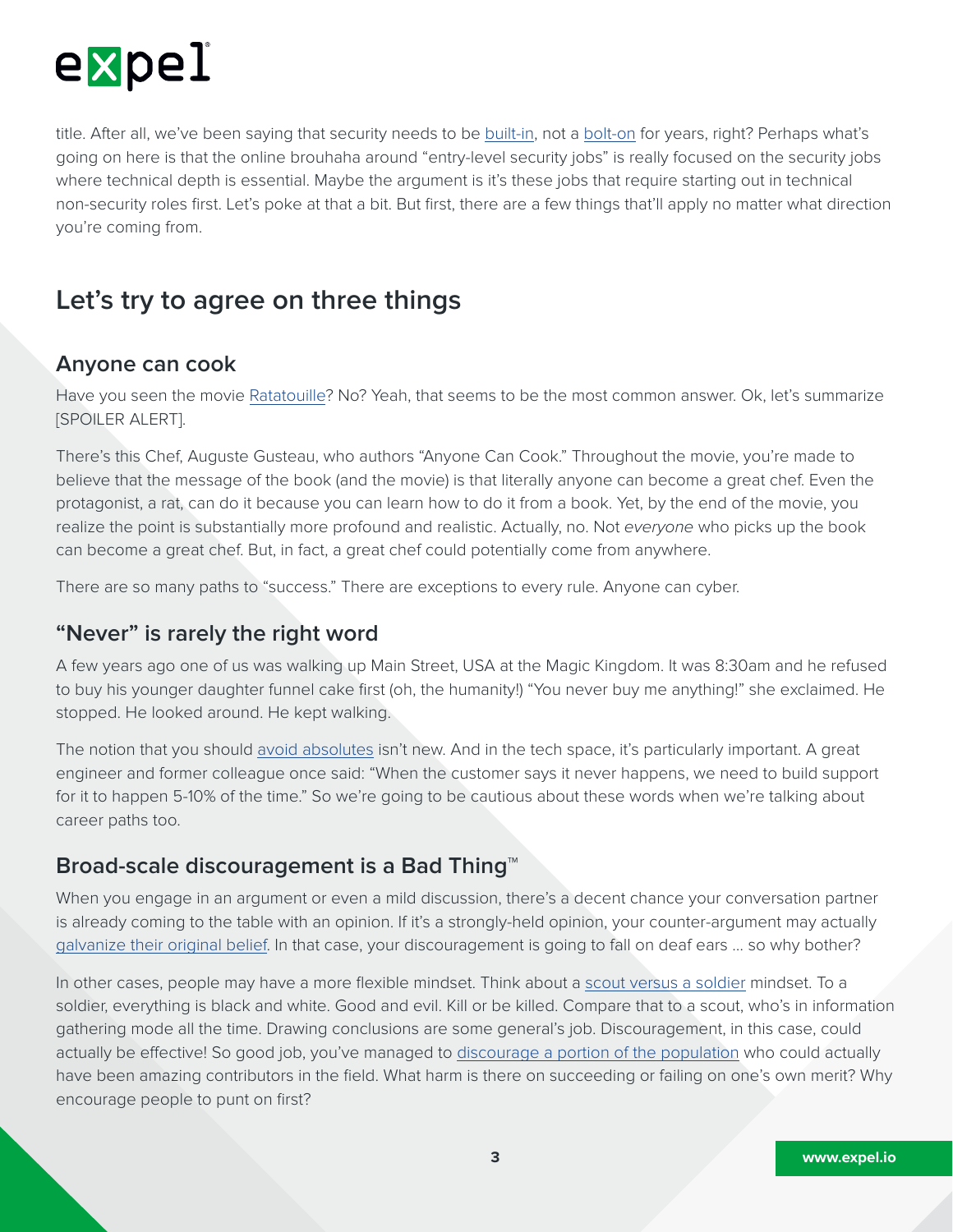title. After all, we've been saying that security needs to be built-in, not a bolt-on for years, right? Perhaps what's going on here is that the online brouhaha around "entry-level security jobs" is really focused on the security jobs where technical depth is essential. Maybe the argument is it's these jobs that require starting out in technical non-security roles first. Let's poke at that a bit. But first, there are a few things that'll apply no matter what direction you're coming from.

## Let's try to agree on three things

### Anyone can cook

Have you seen the movie Ratatouille? No? Yeah, that seems to be the most common answer. Ok, let's summarize [SPOILER ALERT].

There's this Chef, Auguste Gusteau, who authors "Anyone Can Cook." Throughout the movie, you're made to believe that the message of the book (and the movie) is that literally anyone can become a great chef. Even the protagonist, a rat, can do it because you can learn how to do it from a book. Yet, by the end of the movie, you realize the point is substantially more profound and realistic. Actually, no. Not *everyone* who picks up the book can become a great chef. But, in fact, a great chef could potentially come from anywhere.

There are so many paths to "success." There are exceptions to every rule. Anyone can cyber.

### "Never" is rarely the right word

A few years ago one of us was walking up Main Street, USA at the Magic Kingdom. It was 8:30am and he refused to buy his younger daughter funnel cake first (oh, the humanity!) "You never buy me anything!" she exclaimed. He stopped. He looked around. He kept walking.

The notion that you should avoid absolutes isn't new. And in the tech space, it's particularly important. A great engineer and former colleague once said: "When the customer says it never happens, we need to build support for it to happen 5-10% of the time." So we're going to be cautious about these words when we're talking about career paths too.

### Broad-scale discouragement is a Bad Thing™

When you engage in an argument or even a mild discussion, there's a decent chance your conversation partner is already coming to the table with an opinion. If it's a strongly-held opinion, your counter-argument may actually galvanize their original belief. In that case, your discouragement is going to fall on deaf ears … so why bother?

In other cases, people may have a more flexible mindset. Think about a scout versus a soldier mindset. To a soldier, everything is black and white. Good and evil. Kill or be killed. Compare that to a scout, who's in information gathering mode all the time. Drawing conclusions are some general's job. Discouragement, in this case, could actually be effective! So good job, you've managed to discourage a portion of the population who could actually have been amazing contributors in the field. What harm is there on succeeding or failing on one's own merit? Why encourage people to punt on first?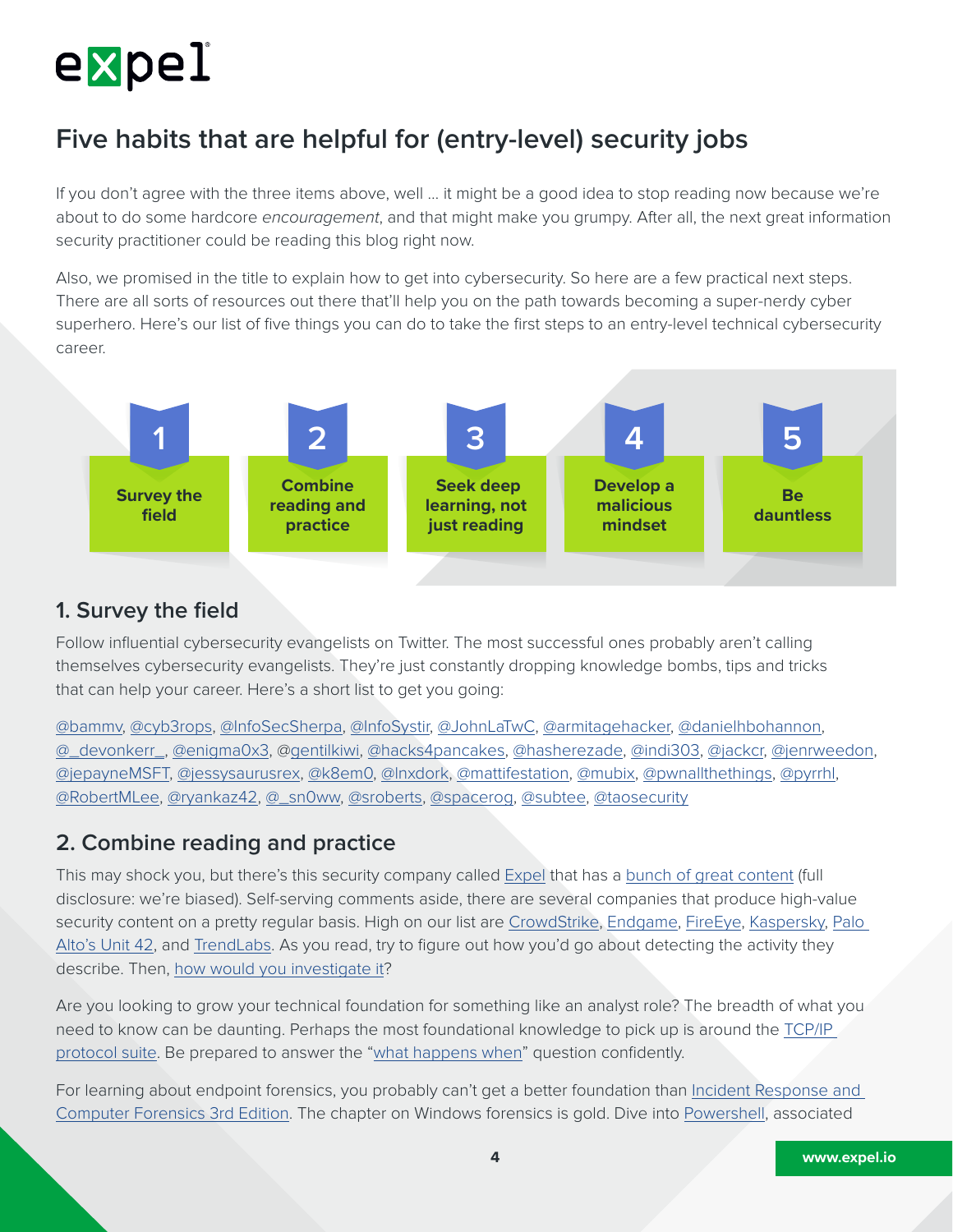## Five habits that are helpful for (entry-level) security jobs

If you don't agree with the three items above, well … it might be a good idea to stop reading now because we're about to do some hardcore *encouragement*, and that might make you grumpy. After all, the next great information security practitioner could be reading this blog right now.

Also, we promised in the title to explain how to get into cybersecurity. So here are a few practical next steps. There are all sorts of resources out there that'll help you on the path towards becoming a super-nerdy cyber superhero. Here's our list of five things you can do to take the first steps to an entry-level technical cybersecurity career.

1. Survey the field
2. Combine reading and practice
3. Seek deep learning, not just reading
4. Develop a malicious mindset
5. Be dauntless

### 1. Survey the field

Follow influential cybersecurity evangelists on Twitter. The most successful ones probably aren't calling themselves cybersecurity evangelists. They're just constantly dropping knowledge bombs, tips and tricks that can help your career. Here's a short list to get you going:

@bammv, @cyb3rops, @InfoSecSherpa, @InfoSystir, @JohnLaTwC, @armitagehacker, @danielhbohannon, @_devonkerr_, @enigma0x3, @gentilkiwi, @hacks4pancakes, @hasherezade, @indi303, @jackcr, @jenrweedon, @jepayneMSFT, @jessysaurusrex, @k8em0, @lnxdork, @mattifestation, @mubix, @pwnallthethings, @pyrrhl, @RobertMLee, @ryankaz42, @_sn0ww, @sroberts, @spacerog, @subtee, @taosecurity

### 2. Combine reading and practice

This may shock you, but there's this security company called Expel that has a bunch of great content (full disclosure: we're biased). Self-serving comments aside, there are several companies that produce high-value security content on a pretty regular basis. High on our list are CrowdStrike, Endgame, FireEye, Kaspersky, Palo Alto's Unit 42, and TrendLabs. As you read, try to figure out how you'd go about detecting the activity they describe. Then, how would you investigate it?

Are you looking to grow your technical foundation for something like an analyst role? The breadth of what you need to know can be daunting. Perhaps the most foundational knowledge to pick up is around the TCP/IP protocol suite. Be prepared to answer the "what happens when" question confidently.

For learning about endpoint forensics, you probably can't get a better foundation than Incident Response and Computer Forensics 3rd Edition. The chapter on Windows forensics is gold. Dive into Powershell, associated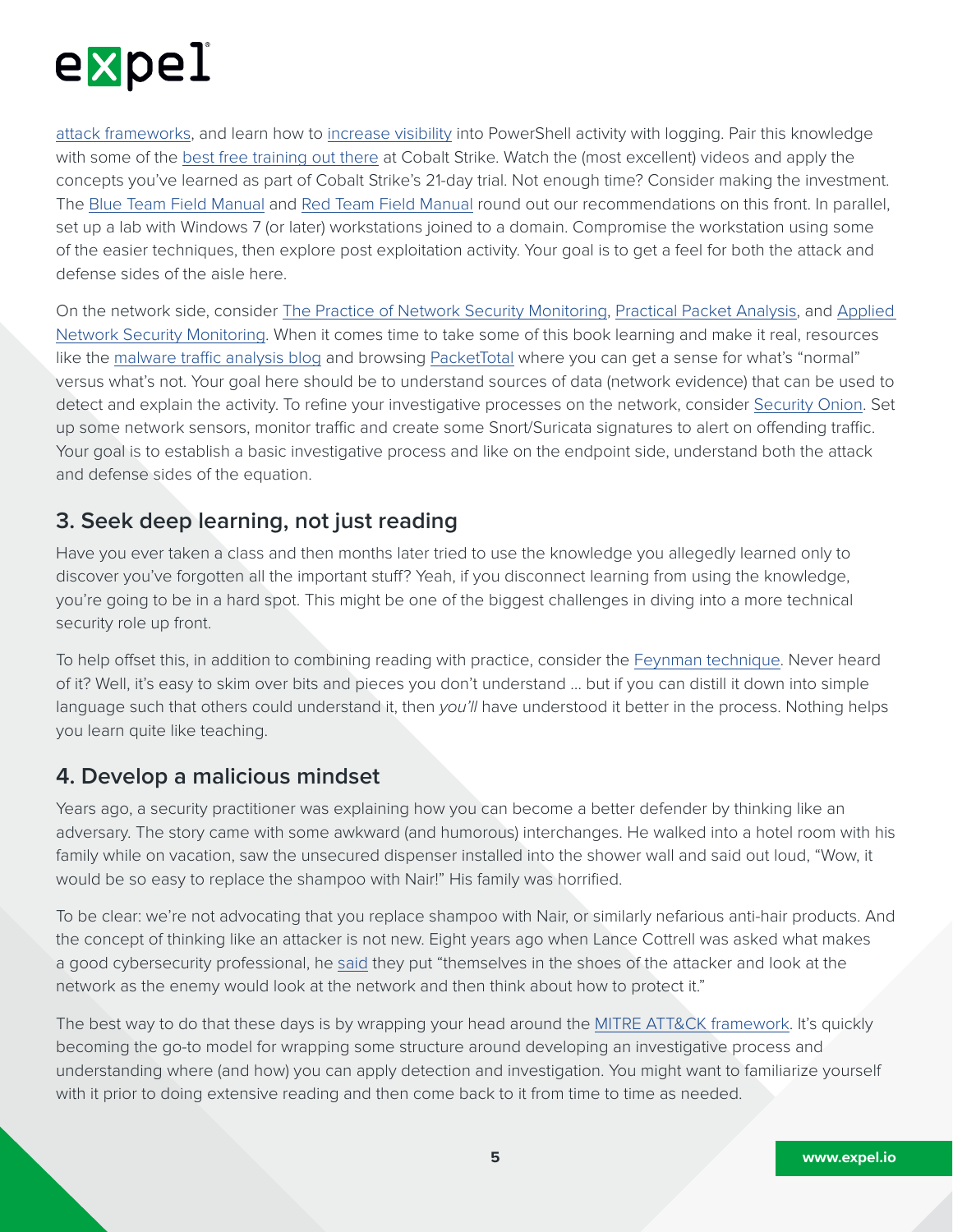attack frameworks, and learn how to increase visibility into PowerShell activity with logging. Pair this knowledge with some of the best free training out there at Cobalt Strike. Watch the (most excellent) videos and apply the concepts you've learned as part of Cobalt Strike's 21-day trial. Not enough time? Consider making the investment. The Blue Team Field Manual and Red Team Field Manual round out our recommendations on this front. In parallel, set up a lab with Windows 7 (or later) workstations joined to a domain. Compromise the workstation using some of the easier techniques, then explore post exploitation activity. Your goal is to get a feel for both the attack and defense sides of the aisle here.

On the network side, consider The Practice of Network Security Monitoring, Practical Packet Analysis, and Applied Network Security Monitoring. When it comes time to take some of this book learning and make it real, resources like the malware traffic analysis blog and browsing PacketTotal where you can get a sense for what's "normal" versus what's not. Your goal here should be to understand sources of data (network evidence) that can be used to detect and explain the activity. To refine your investigative processes on the network, consider Security Onion. Set up some network sensors, monitor traffic and create some Snort/Suricata signatures to alert on offending traffic. Your goal is to establish a basic investigative process and like on the endpoint side, understand both the attack and defense sides of the equation.

## 3. Seek deep learning, not just reading

Have you ever taken a class and then months later tried to use the knowledge you allegedly learned only to discover you've forgotten all the important stuff? Yeah, if you disconnect learning from using the knowledge, you're going to be in a hard spot. This might be one of the biggest challenges in diving into a more technical security role up front.

To help offset this, in addition to combining reading with practice, consider the Feynman technique. Never heard of it? Well, it's easy to skim over bits and pieces you don't understand … but if you can distill it down into simple language such that others could understand it, then *you'll* have understood it better in the process. Nothing helps you learn quite like teaching.

## 4. Develop a malicious mindset

Years ago, a security practitioner was explaining how you can become a better defender by thinking like an adversary. The story came with some awkward (and humorous) interchanges. He walked into a hotel room with his family while on vacation, saw the unsecured dispenser installed into the shower wall and said out loud, "Wow, it would be so easy to replace the shampoo with Nair!" His family was horrified.

To be clear: we're not advocating that you replace shampoo with Nair, or similarly nefarious anti-hair products. And the concept of thinking like an attacker is not new. Eight years ago when Lance Cottrell was asked what makes a good cybersecurity professional, he said they put "themselves in the shoes of the attacker and look at the network as the enemy would look at the network and then think about how to protect it."

The best way to do that these days is by wrapping your head around the MITRE ATT&CK framework. It's quickly becoming the go-to model for wrapping some structure around developing an investigative process and understanding where (and how) you can apply detection and investigation. You might want to familiarize yourself with it prior to doing extensive reading and then come back to it from time to time as needed.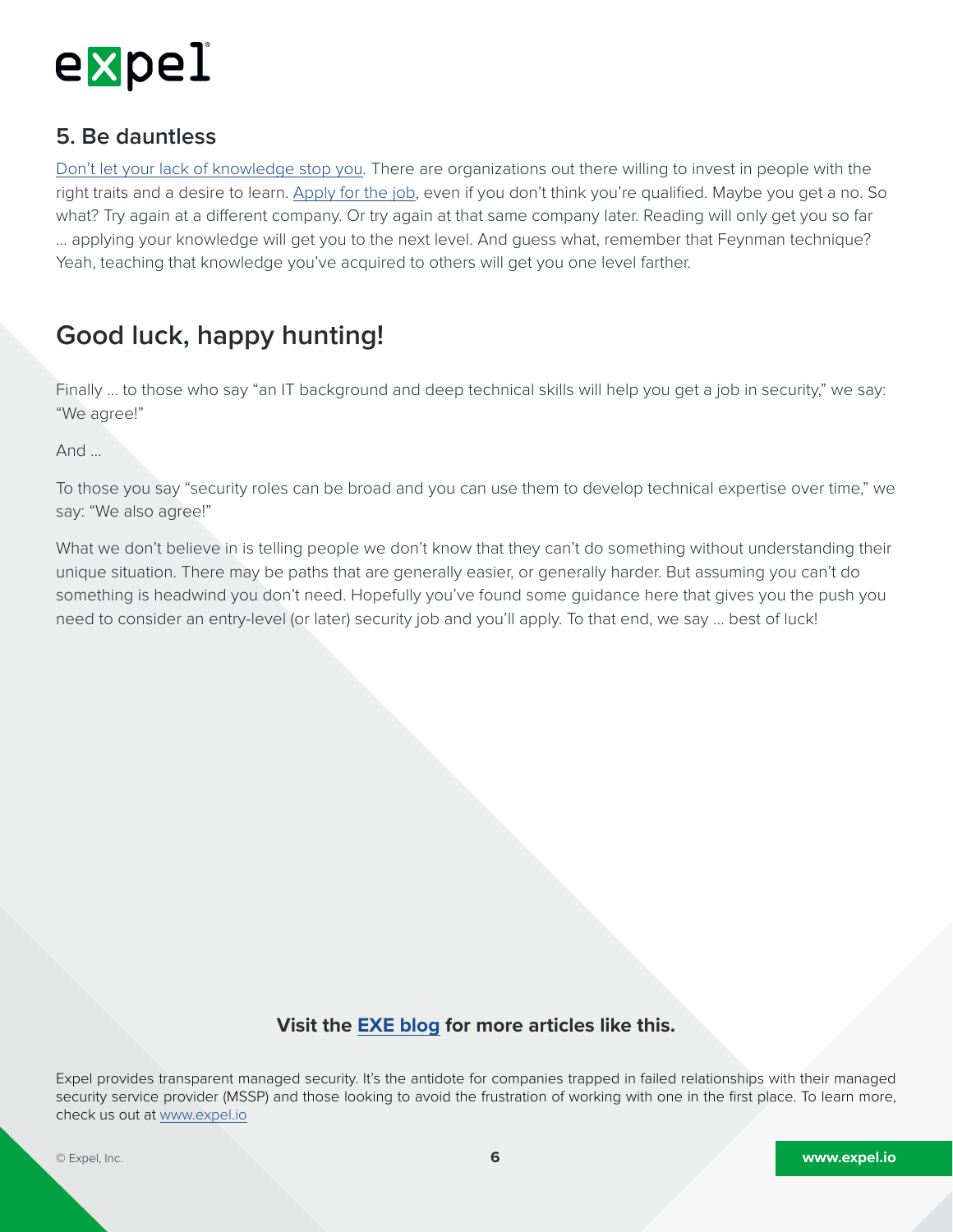### 5. Be dauntless

Don't let your lack of knowledge stop you. There are organizations out there willing to invest in people with the right traits and a desire to learn. Apply for the job, even if you don't think you're qualified. Maybe you get a no. So what? Try again at a different company. Or try again at that same company later. Reading will only get you so far … applying your knowledge will get you to the next level. And guess what, remember that Feynman technique? Yeah, teaching that knowledge you've acquired to others will get you one level farther.

## Good luck, happy hunting!

Finally … to those who say "an IT background and deep technical skills will help you get a job in security," we say: "We agree!"

And …

To those you say "security roles can be broad and you can use them to develop technical expertise over time," we say: "We also agree!"

What we don't believe in is telling people we don't know that they can't do something without understanding their unique situation. There may be paths that are generally easier, or generally harder. But assuming you can't do something is headwind you don't need. Hopefully you've found some guidance here that gives you the push you need to consider an entry-level (or later) security job and you'll apply. To that end, we say … best of luck!

**Visit the EXE blog for more articles like this.**

Expel provides transparent managed security. It's the antidote for companies trapped in failed relationships with their managed security service provider (MSSP) and those looking to avoid the frustration of working with one in the first place. To learn more, check us out at www.expel.io